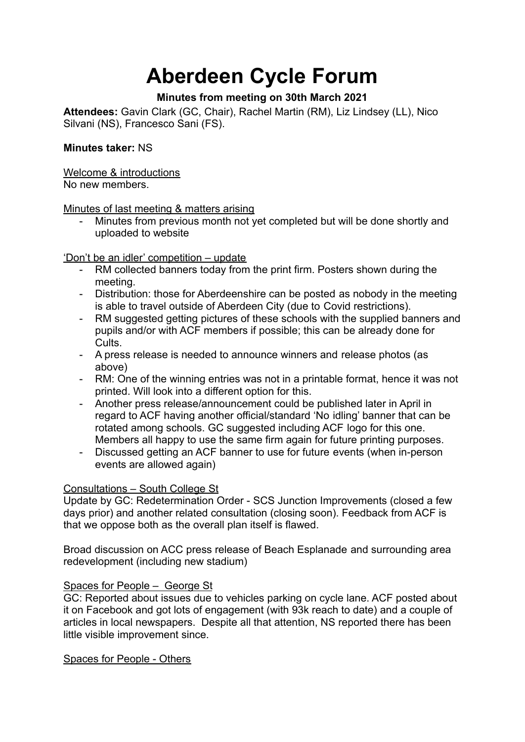# Aberdeen Cycle Forum

**Minutes from meeting on 30th March 2021**

**Attendees:** Gavin Clark (GC, Chair), Rachel Martin (RM), Liz Lindsey (LL), Nico Silvani (NS), Francesco Sani (FS).

**Minutes taker:** NS

<u>Welcome & introductions</u>

No new members.

<u>Minutes of last meeting & matters arising</u>

- Minutes from previous month not yet completed but will be done shortly and uploaded to website

<u>'Don't be an idler' competition – update</u>

- RM collected banners today from the print firm. Posters shown during the meeting.
- Distribution: those for Aberdeenshire can be posted as nobody in the meeting is able to travel outside of Aberdeen City (due to Covid restrictions).
- RM suggested getting pictures of these schools with the supplied banners and pupils and/or with ACF members if possible; this can be already done for Cults.
- A press release is needed to announce winners and release photos (as above)
- RM: One of the winning entries was not in a printable format, hence it was not printed. Will look into a different option for this.
- Another press release/announcement could be published later in April in regard to ACF having another official/standard 'No idling' banner that can be rotated among schools. GC suggested including ACF logo for this one. Members all happy to use the same firm again for future printing purposes.
- Discussed getting an ACF banner to use for future events (when in-person events are allowed again)

<u>Consultations – South College St</u>

Update by GC: Redetermination Order - SCS Junction Improvements (closed a few days prior) and another related consultation (closing soon). Feedback from ACF is that we oppose both as the overall plan itself is flawed.

Broad discussion on ACC press release of Beach Esplanade and surrounding area redevelopment (including new stadium)

<u>Spaces for People – George St</u>

GC: Reported about issues due to vehicles parking on cycle lane. ACF posted about it on Facebook and got lots of engagement (with 93k reach to date) and a couple of articles in local newspapers. Despite all that attention, NS reported there has been little visible improvement since.

<u>Spaces for People - Others</u>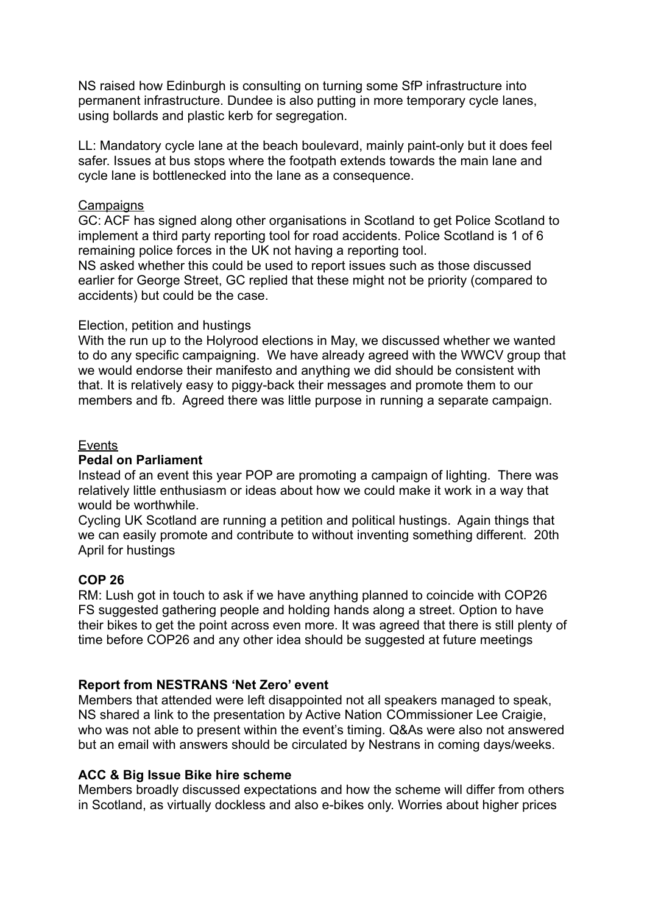NS raised how Edinburgh is consulting on turning some SfP infrastructure into permanent infrastructure. Dundee is also putting in more temporary cycle lanes, using bollards and plastic kerb for segregation.

LL: Mandatory cycle lane at the beach boulevard, mainly paint-only but it does feel safer. Issues at bus stops where the footpath extends towards the main lane and cycle lane is bottlenecked into the lane as a consequence.

<u>Campaigns</u>

GC: ACF has signed along other organisations in Scotland to get Police Scotland to implement a third party reporting tool for road accidents. Police Scotland is 1 of 6 remaining police forces in the UK not having a reporting tool.
NS asked whether this could be used to report issues such as those discussed earlier for George Street, GC replied that these might not be priority (compared to accidents) but could be the case.

Election, petition and hustings

With the run up to the Holyrood elections in May, we discussed whether we wanted to do any specific campaigning. We have already agreed with the WWCV group that we would endorse their manifesto and anything we did should be consistent with that. It is relatively easy to piggy-back their messages and promote them to our members and fb. Agreed there was little purpose in running a separate campaign.

<u>Events</u>

**Pedal on Parliament**

Instead of an event this year POP are promoting a campaign of lighting. There was relatively little enthusiasm or ideas about how we could make it work in a way that would be worthwhile.

Cycling UK Scotland are running a petition and political hustings. Again things that we can easily promote and contribute to without inventing something different. 20th April for hustings

**COP 26**

RM: Lush got in touch to ask if we have anything planned to coincide with COP26
FS suggested gathering people and holding hands along a street. Option to have their bikes to get the point across even more. It was agreed that there is still plenty of time before COP26 and any other idea should be suggested at future meetings

**Report from NESTRANS 'Net Zero' event**

Members that attended were left disappointed not all speakers managed to speak, NS shared a link to the presentation by Active Nation COmmissioner Lee Craigie, who was not able to present within the event's timing. Q&As were also not answered but an email with answers should be circulated by Nestrans in coming days/weeks.

**ACC & Big Issue Bike hire scheme**

Members broadly discussed expectations and how the scheme will differ from others in Scotland, as virtually dockless and also e-bikes only. Worries about higher prices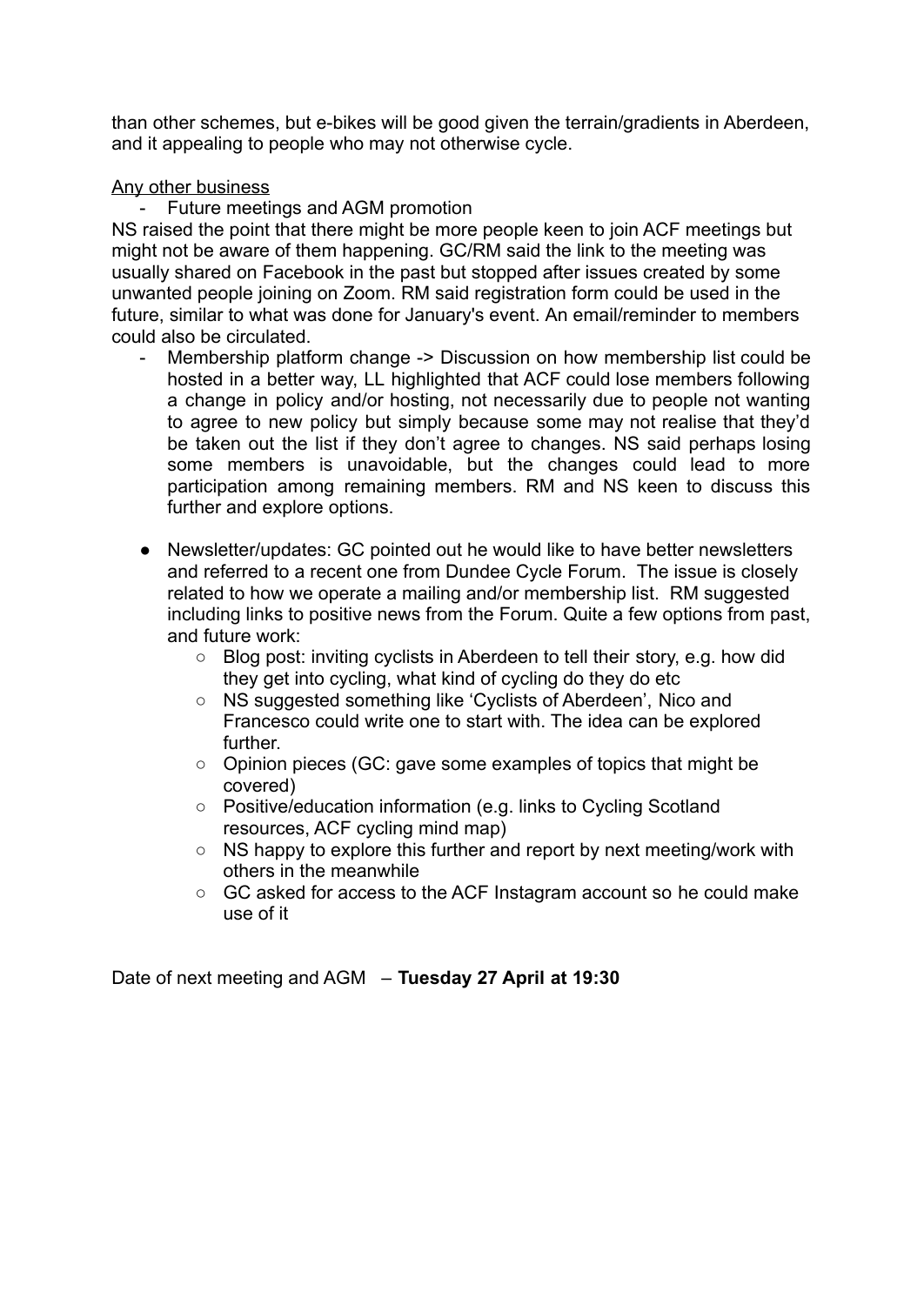than other schemes, but e-bikes will be good given the terrain/gradients in Aberdeen, and it appealing to people who may not otherwise cycle.

<u>Any other business</u>

- Future meetings and AGM promotion

NS raised the point that there might be more people keen to join ACF meetings but might not be aware of them happening. GC/RM said the link to the meeting was usually shared on Facebook in the past but stopped after issues created by some unwanted people joining on Zoom. RM said registration form could be used in the future, similar to what was done for January's event. An email/reminder to members could also be circulated.

- Membership platform change -> Discussion on how membership list could be hosted in a better way, LL highlighted that ACF could lose members following a change in policy and/or hosting, not necessarily due to people not wanting to agree to new policy but simply because some may not realise that they'd be taken out the list if they don't agree to changes. NS said perhaps losing some members is unavoidable, but the changes could lead to more participation among remaining members. RM and NS keen to discuss this further and explore options.

- Newsletter/updates: GC pointed out he would like to have better newsletters and referred to a recent one from Dundee Cycle Forum. The issue is closely related to how we operate a mailing and/or membership list. RM suggested including links to positive news from the Forum. Quite a few options from past, and future work:
  - Blog post: inviting cyclists in Aberdeen to tell their story, e.g. how did they get into cycling, what kind of cycling do they do etc
  - NS suggested something like 'Cyclists of Aberdeen', Nico and Francesco could write one to start with. The idea can be explored further.
  - Opinion pieces (GC: gave some examples of topics that might be covered)
  - Positive/education information (e.g. links to Cycling Scotland resources, ACF cycling mind map)
  - NS happy to explore this further and report by next meeting/work with others in the meanwhile
  - GC asked for access to the ACF Instagram account so he could make use of it

Date of next meeting and AGM – **Tuesday 27 April at 19:30**